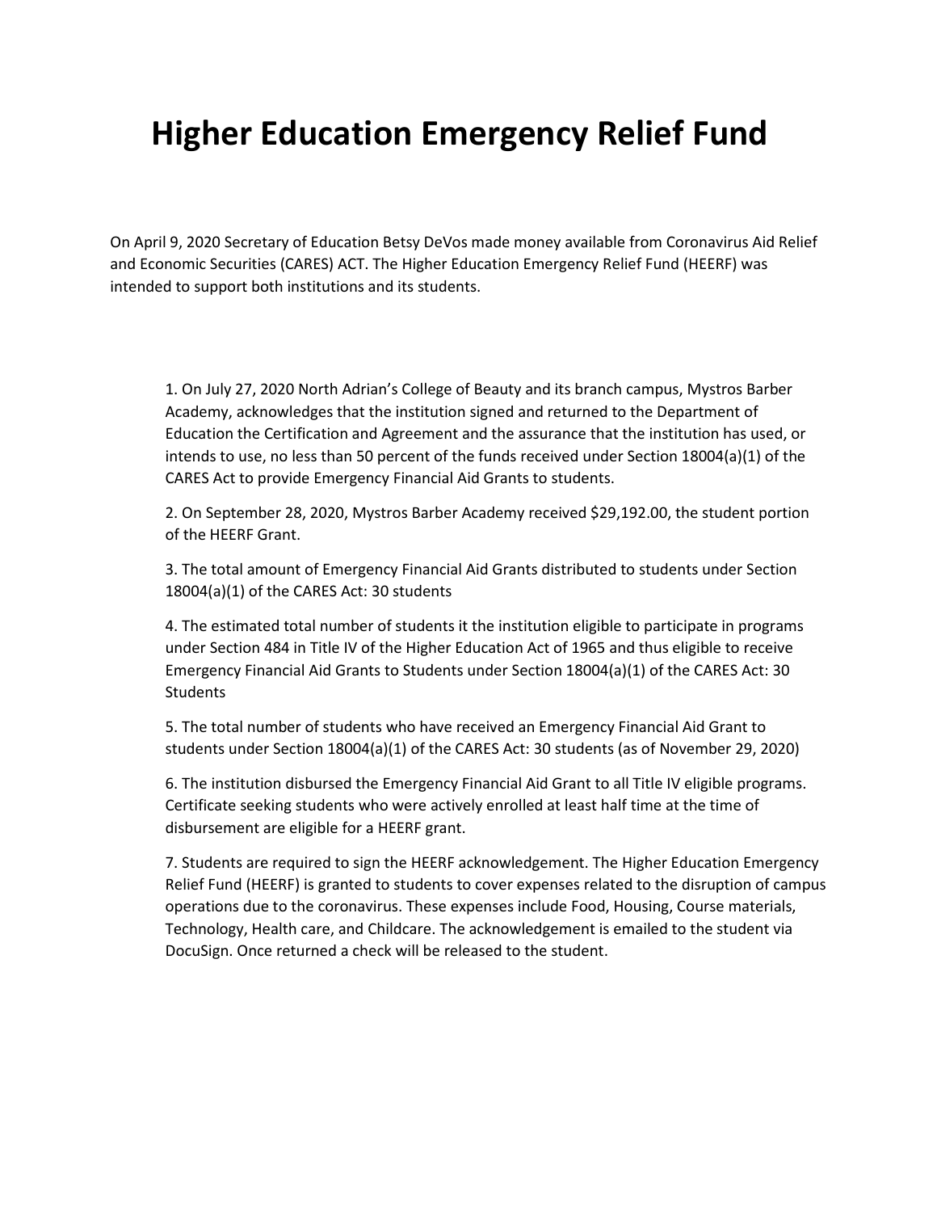# Higher Education Emergency Relief Fund

On April 9, 2020 Secretary of Education Betsy DeVos made money available from Coronavirus Aid Relief and Economic Securities (CARES) ACT. The Higher Education Emergency Relief Fund (HEERF) was intended to support both institutions and its students.

1. On July 27, 2020 North Adrian's College of Beauty and its branch campus, Mystros Barber Academy, acknowledges that the institution signed and returned to the Department of Education the Certification and Agreement and the assurance that the institution has used, or intends to use, no less than 50 percent of the funds received under Section 18004(a)(1) of the CARES Act to provide Emergency Financial Aid Grants to students.

2. On September 28, 2020, Mystros Barber Academy received $29,192.00, the student portion of the HEERF Grant.

3. The total amount of Emergency Financial Aid Grants distributed to students under Section 18004(a)(1) of the CARES Act: 30 students

4. The estimated total number of students it the institution eligible to participate in programs under Section 484 in Title IV of the Higher Education Act of 1965 and thus eligible to receive Emergency Financial Aid Grants to Students under Section 18004(a)(1) of the CARES Act: 30 Students

5. The total number of students who have received an Emergency Financial Aid Grant to students under Section 18004(a)(1) of the CARES Act: 30 students (as of November 29, 2020)

6. The institution disbursed the Emergency Financial Aid Grant to all Title IV eligible programs. Certificate seeking students who were actively enrolled at least half time at the time of disbursement are eligible for a HEERF grant.

7. Students are required to sign the HEERF acknowledgement. The Higher Education Emergency Relief Fund (HEERF) is granted to students to cover expenses related to the disruption of campus operations due to the coronavirus. These expenses include Food, Housing, Course materials, Technology, Health care, and Childcare. The acknowledgement is emailed to the student via DocuSign. Once returned a check will be released to the student.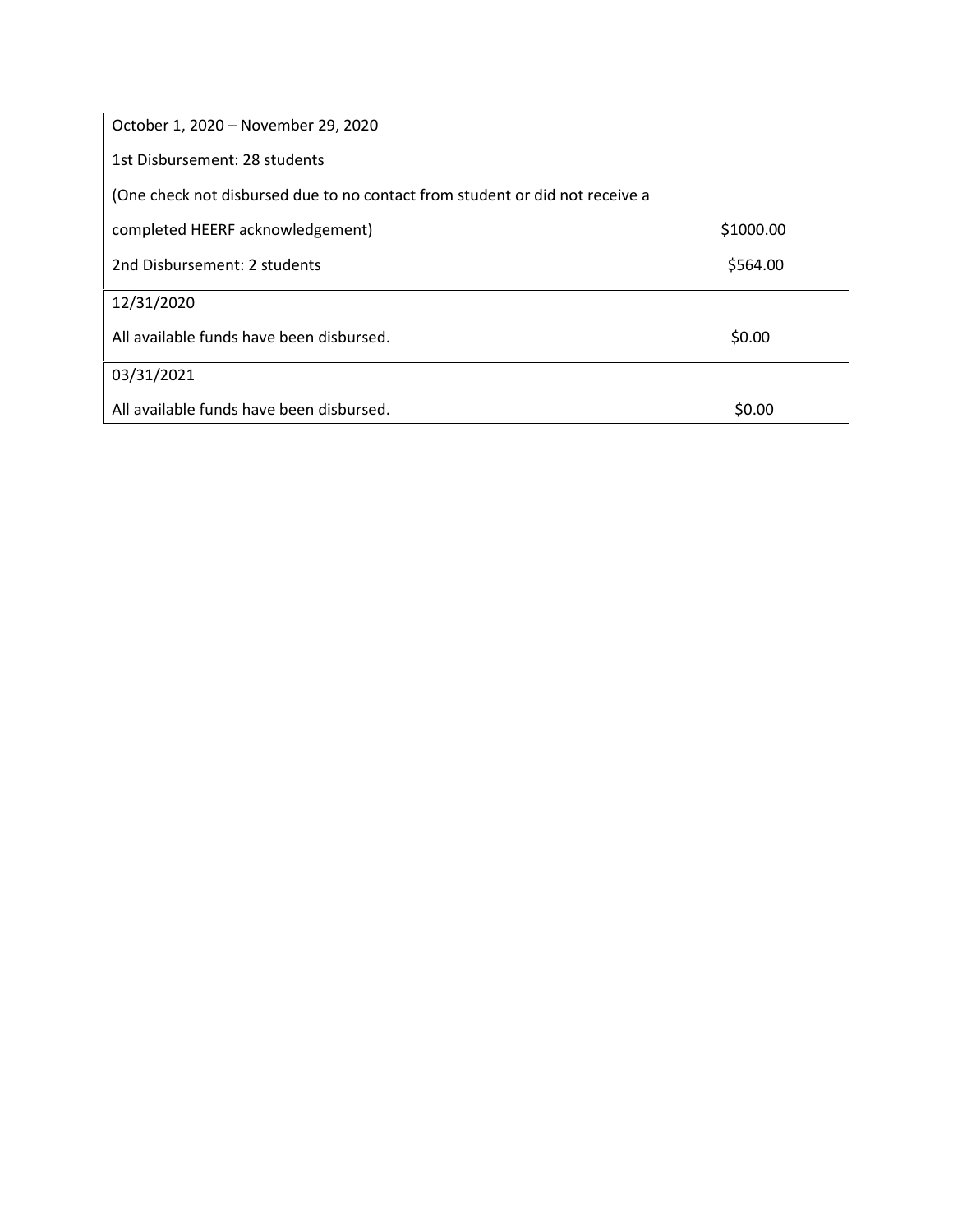| | |
|---|---|
| October 1, 2020 – November 29, 2020 | |
| 1st Disbursement: 28 students | |
| (One check not disbursed due to no contact from student or did not receive a completed HEERF acknowledgement) | $1000.00 |
| 2nd Disbursement: 2 students | $564.00 |
| 12/31/2020 | |
| All available funds have been disbursed. | $0.00 |
| 03/31/2021 | |
| All available funds have been disbursed. | $0.00 |